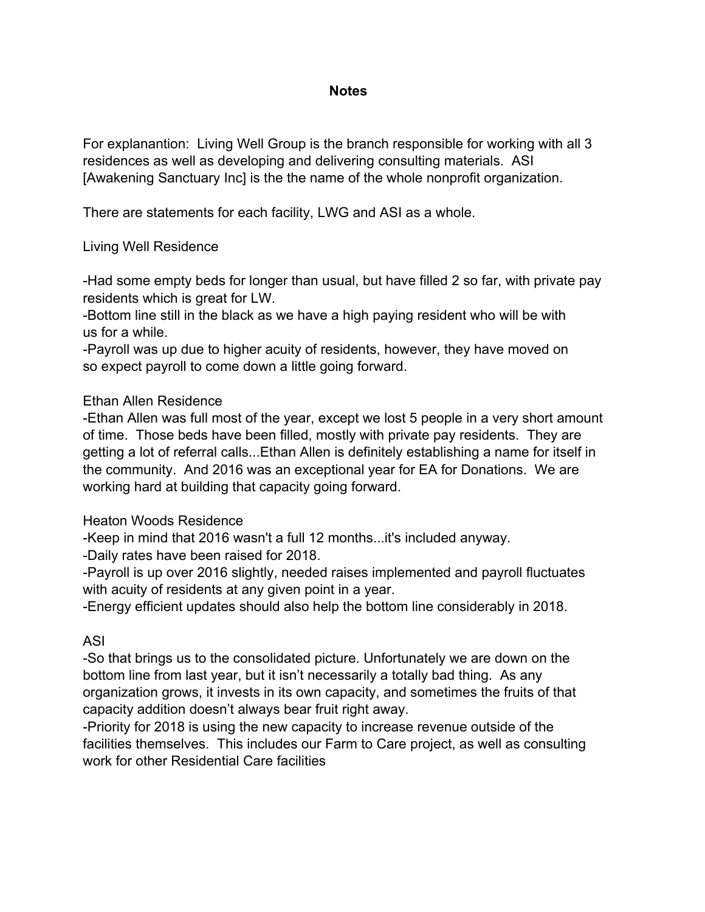**Notes**

For explanantion: Living Well Group is the branch responsible for working with all 3 residences as well as developing and delivering consulting materials. ASI [Awakening Sanctuary Inc] is the the name of the whole nonprofit organization.

There are statements for each facility, LWG and ASI as a whole.

Living Well Residence

-Had some empty beds for longer than usual, but have filled 2 so far, with private pay residents which is great for LW.
-Bottom line still in the black as we have a high paying resident who will be with us for a while.
-Payroll was up due to higher acuity of residents, however, they have moved on so expect payroll to come down a little going forward.

Ethan Allen Residence
-Ethan Allen was full most of the year, except we lost 5 people in a very short amount of time. Those beds have been filled, mostly with private pay residents. They are getting a lot of referral calls...Ethan Allen is definitely establishing a name for itself in the community. And 2016 was an exceptional year for EA for Donations. We are working hard at building that capacity going forward.

Heaton Woods Residence
-Keep in mind that 2016 wasn't a full 12 months...it's included anyway.
-Daily rates have been raised for 2018.
-Payroll is up over 2016 slightly, needed raises implemented and payroll fluctuates with acuity of residents at any given point in a year.
-Energy efficient updates should also help the bottom line considerably in 2018.

ASI
-So that brings us to the consolidated picture. Unfortunately we are down on the bottom line from last year, but it isn't necessarily a totally bad thing. As any organization grows, it invests in its own capacity, and sometimes the fruits of that capacity addition doesn't always bear fruit right away.
-Priority for 2018 is using the new capacity to increase revenue outside of the facilities themselves. This includes our Farm to Care project, as well as consulting work for other Residential Care facilities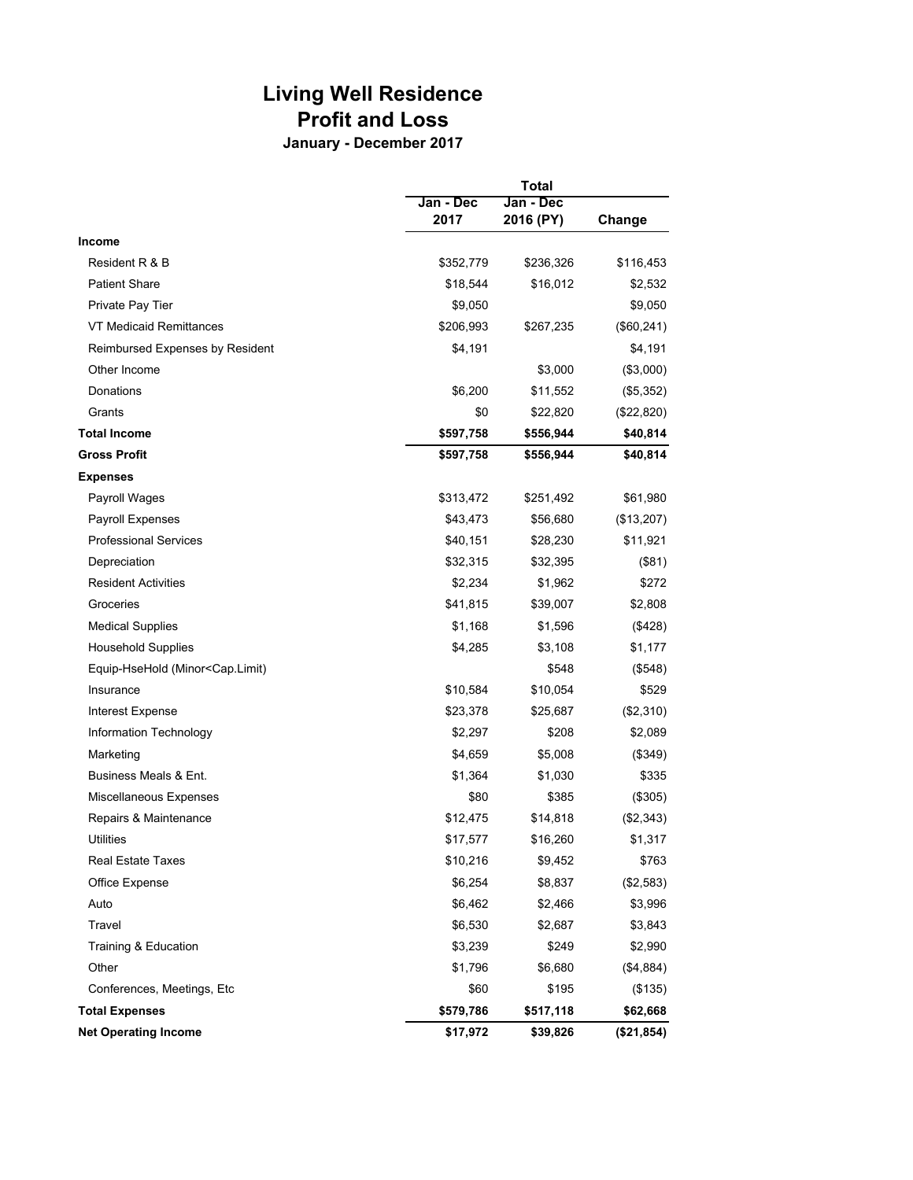# Living Well Residence
## Profit and Loss
### January - December 2017

| | Total | | |
|---|---|---|---|
| | Jan - Dec 2017 | Jan - Dec 2016 (PY) | Change |
| **Income** | | | |
| Resident R & B | $352,779 | $236,326 | $116,453 |
| Patient Share | $18,544 | $16,012 | $2,532 |
| Private Pay Tier | $9,050 | | $9,050 |
| VT Medicaid Remittances | $206,993 | $267,235 | ($60,241) |
| Reimbursed Expenses by Resident | $4,191 | | $4,191 |
| Other Income | | $3,000 | ($3,000) |
| Donations | $6,200 | $11,552 | ($5,352) |
| Grants | $0 | $22,820 | ($22,820) |
| **Total Income** | **$597,758** | **$556,944** | **$40,814** |
| **Gross Profit** | **$597,758** | **$556,944** | **$40,814** |
| **Expenses** | | | |
| Payroll Wages | $313,472 | $251,492 | $61,980 |
| Payroll Expenses | $43,473 | $56,680 | ($13,207) |
| Professional Services | $40,151 | $28,230 | $11,921 |
| Depreciation | $32,315 | $32,395 | ($81) |
| Resident Activities | $2,234 | $1,962 | $272 |
| Groceries | $41,815 | $39,007 | $2,808 |
| Medical Supplies | $1,168 | $1,596 | ($428) |
| Household Supplies | $4,285 | $3,108 | $1,177 |
| Equip-HseHold (Minor<Cap.Limit) | | $548 | ($548) |
| Insurance | $10,584 | $10,054 | $529 |
| Interest Expense | $23,378 | $25,687 | ($2,310) |
| Information Technology | $2,297 | $208 | $2,089 |
| Marketing | $4,659 | $5,008 | ($349) |
| Business Meals & Ent. | $1,364 | $1,030 | $335 |
| Miscellaneous Expenses | $80 | $385 | ($305) |
| Repairs & Maintenance | $12,475 | $14,818 | ($2,343) |
| Utilities | $17,577 | $16,260 | $1,317 |
| Real Estate Taxes | $10,216 | $9,452 | $763 |
| Office Expense | $6,254 | $8,837 | ($2,583) |
| Auto | $6,462 | $2,466 | $3,996 |
| Travel | $6,530 | $2,687 | $3,843 |
| Training & Education | $3,239 | $249 | $2,990 |
| Other | $1,796 | $6,680 | ($4,884) |
| Conferences, Meetings, Etc | $60 | $195 | ($135) |
| **Total Expenses** | **$579,786** | **$517,118** | **$62,668** |
| **Net Operating Income** | **$17,972** | **$39,826** | **($21,854)** |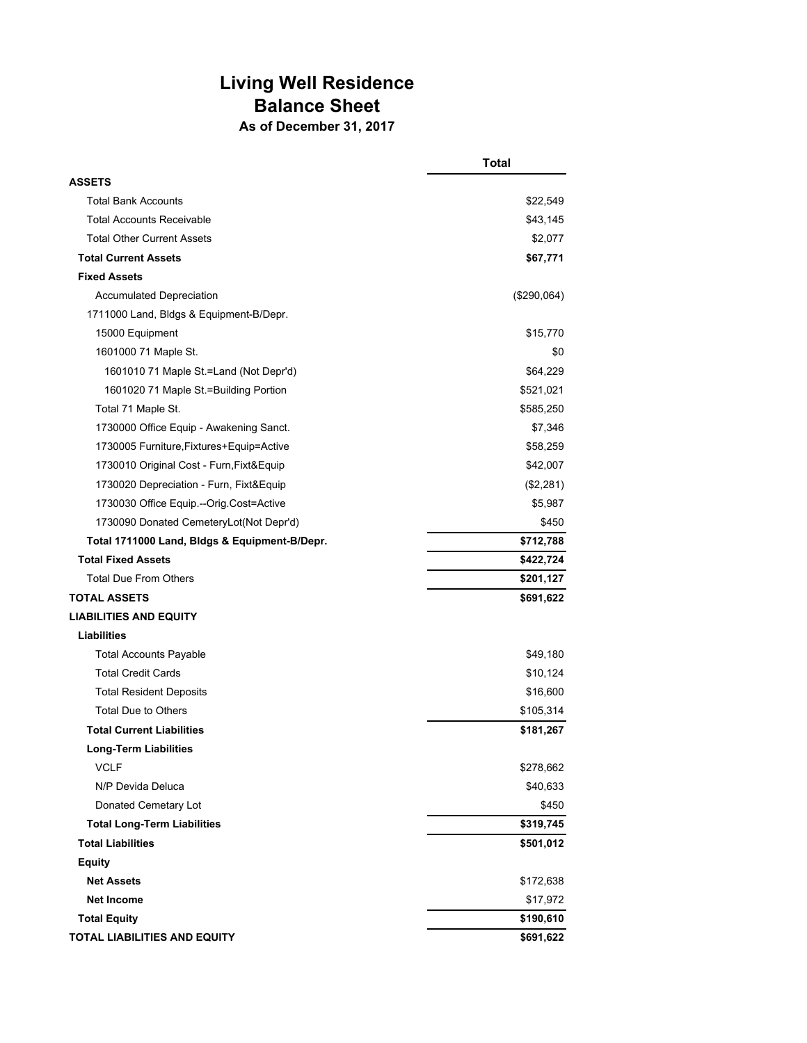# Living Well Residence
# Balance Sheet
### As of December 31, 2017

| | Total |
|---|---|
| **ASSETS** | |
| Total Bank Accounts | $22,549 |
| Total Accounts Receivable | $43,145 |
| Total Other Current Assets | $2,077 |
| **Total Current Assets** | **$67,771** |
| **Fixed Assets** | |
| Accumulated Depreciation | ($290,064) |
| 1711000 Land, Bldgs & Equipment-B/Depr. | |
| 15000 Equipment | $15,770 |
| 1601000 71 Maple St. | $0 |
| 1601010 71 Maple St.=Land (Not Depr'd) | $64,229 |
| 1601020 71 Maple St.=Building Portion | $521,021 |
| Total 71 Maple St. | $585,250 |
| 1730000 Office Equip - Awakening Sanct. | $7,346 |
| 1730005 Furniture,Fixtures+Equip=Active | $58,259 |
| 1730010 Original Cost - Furn,Fixt&Equip | $42,007 |
| 1730020 Depreciation - Furn, Fixt&Equip | ($2,281) |
| 1730030 Office Equip.--Orig.Cost=Active | $5,987 |
| 1730090 Donated CemeteryLot(Not Depr'd) | $450 |
| **Total 1711000 Land, Bldgs & Equipment-B/Depr.** | **$712,788** |
| **Total Fixed Assets** | **$422,724** |
| Total Due From Others | **$201,127** |
| **TOTAL ASSETS** | **$691,622** |
| **LIABILITIES AND EQUITY** | |
| **Liabilities** | |
| Total Accounts Payable | $49,180 |
| Total Credit Cards | $10,124 |
| Total Resident Deposits | $16,600 |
| Total Due to Others | $105,314 |
| **Total Current Liabilities** | **$181,267** |
| **Long-Term Liabilities** | |
| VCLF | $278,662 |
| N/P Devida Deluca | $40,633 |
| Donated Cemetary Lot | $450 |
| **Total Long-Term Liabilities** | **$319,745** |
| **Total Liabilities** | **$501,012** |
| **Equity** | |
| **Net Assets** | $172,638 |
| **Net Income** | $17,972 |
| **Total Equity** | **$190,610** |
| **TOTAL LIABILITIES AND EQUITY** | **$691,622** |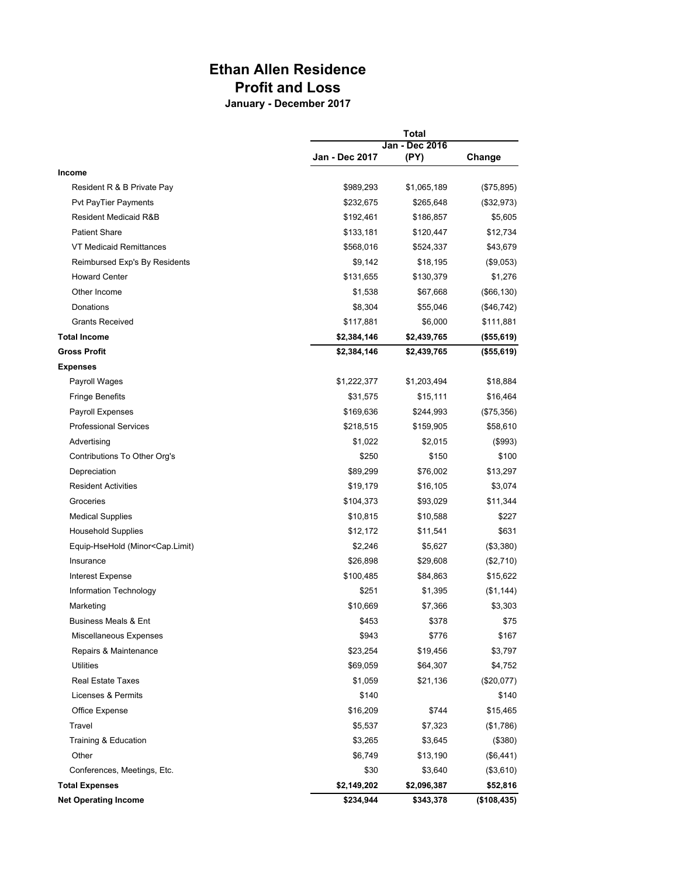# Ethan Allen Residence
## Profit and Loss
### January - December 2017

| | Total | | |
|---|---|---|---|
| | Jan - Dec 2017 | Jan - Dec 2016 (PY) | Change |
| **Income** | | | |
| Resident R & B Private Pay | $989,293 | $1,065,189 | ($75,895) |
| Pvt PayTier Payments | $232,675 | $265,648 | ($32,973) |
| Resident Medicaid R&B | $192,461 | $186,857 | $5,605 |
| Patient Share | $133,181 | $120,447 | $12,734 |
| VT Medicaid Remittances | $568,016 | $524,337 | $43,679 |
| Reimbursed Exp's By Residents | $9,142 | $18,195 | ($9,053) |
| Howard Center | $131,655 | $130,379 | $1,276 |
| Other Income | $1,538 | $67,668 | ($66,130) |
| Donations | $8,304 | $55,046 | ($46,742) |
| Grants Received | $117,881 | $6,000 | $111,881 |
| **Total Income** | **$2,384,146** | **$2,439,765** | **($55,619)** |
| **Gross Profit** | **$2,384,146** | **$2,439,765** | **($55,619)** |
| **Expenses** | | | |
| Payroll Wages | $1,222,377 | $1,203,494 | $18,884 |
| Fringe Benefits | $31,575 | $15,111 | $16,464 |
| Payroll Expenses | $169,636 | $244,993 | ($75,356) |
| Professional Services | $218,515 | $159,905 | $58,610 |
| Advertising | $1,022 | $2,015 | ($993) |
| Contributions To Other Org's | $250 | $150 | $100 |
| Depreciation | $89,299 | $76,002 | $13,297 |
| Resident Activities | $19,179 | $16,105 | $3,074 |
| Groceries | $104,373 | $93,029 | $11,344 |
| Medical Supplies | $10,815 | $10,588 | $227 |
| Household Supplies | $12,172 | $11,541 | $631 |
| Equip-HseHold (Minor<Cap.Limit) | $2,246 | $5,627 | ($3,380) |
| Insurance | $26,898 | $29,608 | ($2,710) |
| Interest Expense | $100,485 | $84,863 | $15,622 |
| Information Technology | $251 | $1,395 | ($1,144) |
| Marketing | $10,669 | $7,366 | $3,303 |
| Business Meals & Ent | $453 | $378 | $75 |
| Miscellaneous Expenses | $943 | $776 | $167 |
| Repairs & Maintenance | $23,254 | $19,456 | $3,797 |
| Utilities | $69,059 | $64,307 | $4,752 |
| Real Estate Taxes | $1,059 | $21,136 | ($20,077) |
| Licenses & Permits | $140 | | $140 |
| Office Expense | $16,209 | $744 | $15,465 |
| Travel | $5,537 | $7,323 | ($1,786) |
| Training & Education | $3,265 | $3,645 | ($380) |
| Other | $6,749 | $13,190 | ($6,441) |
| Conferences, Meetings, Etc. | $30 | $3,640 | ($3,610) |
| **Total Expenses** | **$2,149,202** | **$2,096,387** | **$52,816** |
| **Net Operating Income** | **$234,944** | **$343,378** | **($108,435)** |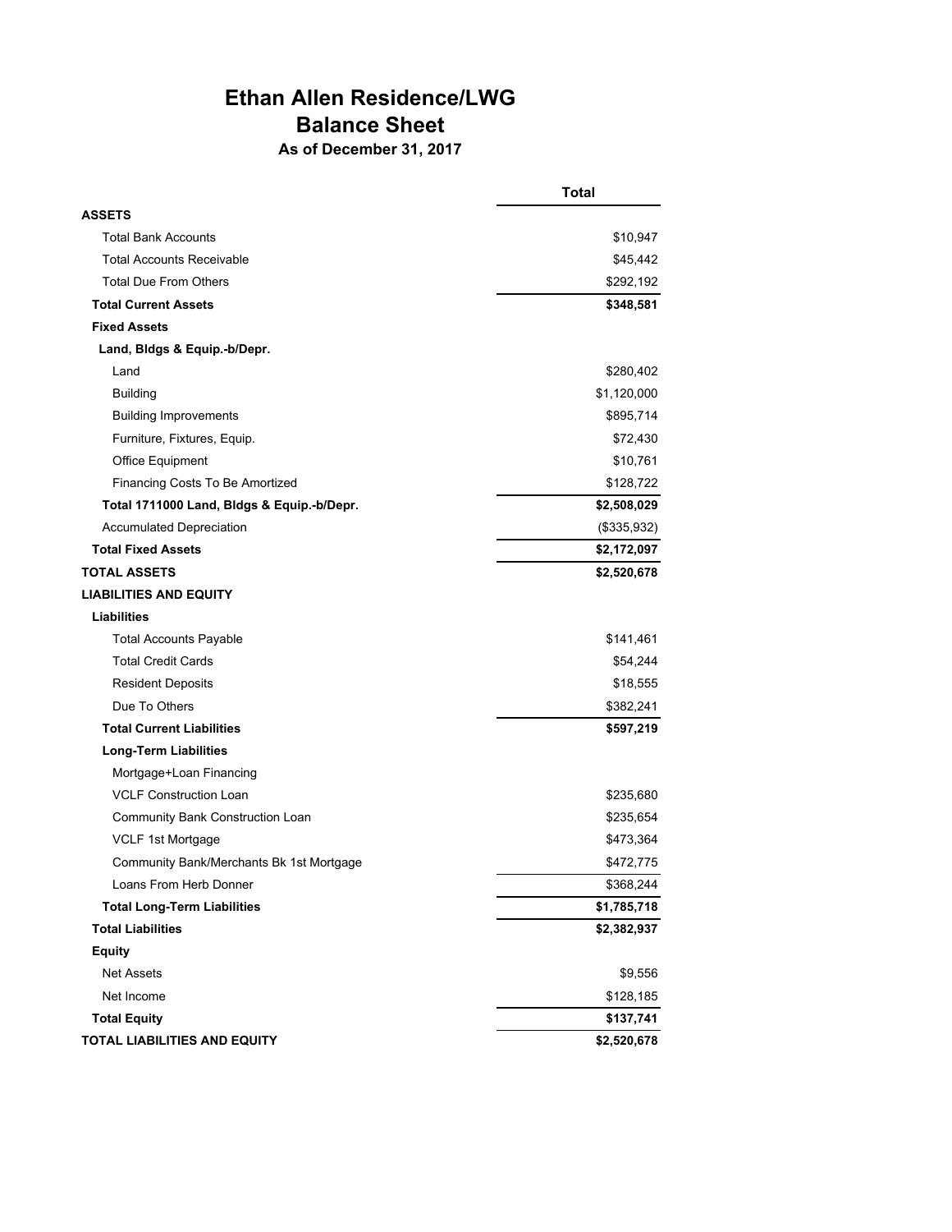# Ethan Allen Residence/LWG
## Balance Sheet
### As of December 31, 2017

| | Total |
|---|---|
| **ASSETS** | |
| Total Bank Accounts | $10,947 |
| Total Accounts Receivable | $45,442 |
| Total Due From Others | $292,192 |
| **Total Current Assets** | **$348,581** |
| **Fixed Assets** | |
| **Land, Bldgs & Equip.-b/Depr.** | |
| Land | $280,402 |
| Building | $1,120,000 |
| Building Improvements | $895,714 |
| Furniture, Fixtures, Equip. | $72,430 |
| Office Equipment | $10,761 |
| Financing Costs To Be Amortized | $128,722 |
| **Total 1711000 Land, Bldgs & Equip.-b/Depr.** | **$2,508,029** |
| Accumulated Depreciation | ($335,932) |
| **Total Fixed Assets** | **$2,172,097** |
| **TOTAL ASSETS** | **$2,520,678** |
| **LIABILITIES AND EQUITY** | |
| **Liabilities** | |
| Total Accounts Payable | $141,461 |
| Total Credit Cards | $54,244 |
| Resident Deposits | $18,555 |
| Due To Others | $382,241 |
| **Total Current Liabilities** | **$597,219** |
| **Long-Term Liabilities** | |
| Mortgage+Loan Financing | |
| VCLF Construction Loan | $235,680 |
| Community Bank Construction Loan | $235,654 |
| VCLF 1st Mortgage | $473,364 |
| Community Bank/Merchants Bk 1st Mortgage | $472,775 |
| Loans From Herb Donner | $368,244 |
| **Total Long-Term Liabilities** | **$1,785,718** |
| **Total Liabilities** | **$2,382,937** |
| **Equity** | |
| Net Assets | $9,556 |
| Net Income | $128,185 |
| **Total Equity** | **$137,741** |
| **TOTAL LIABILITIES AND EQUITY** | **$2,520,678** |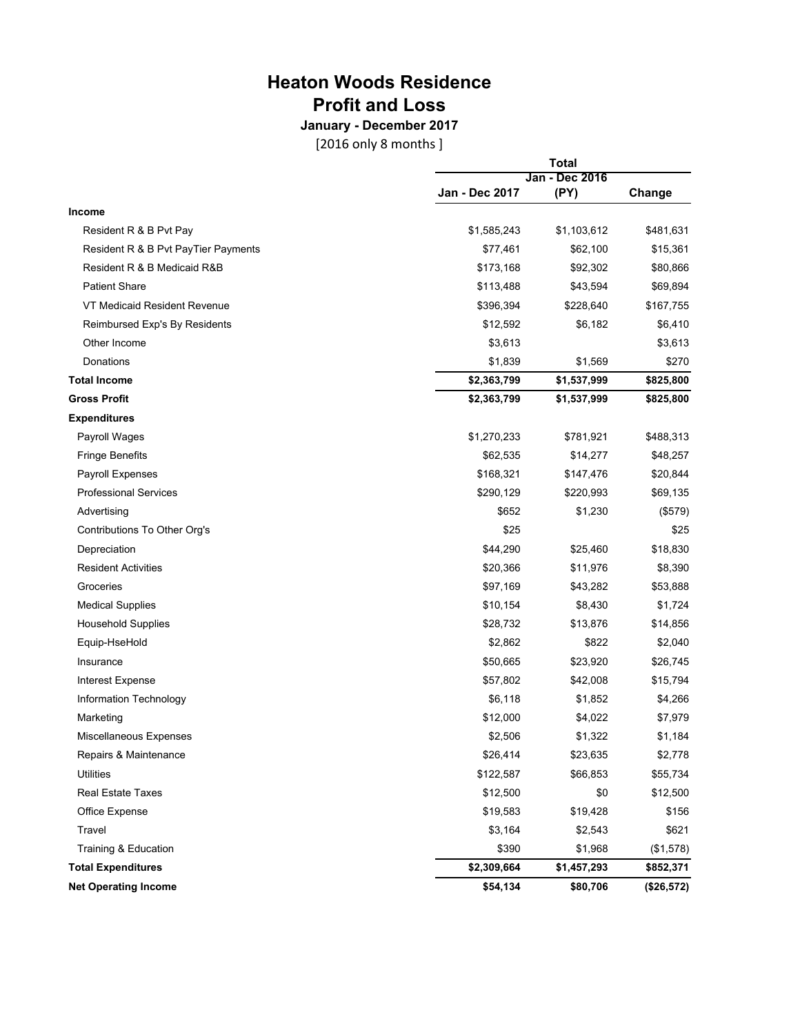# Heaton Woods Residence
## Profit and Loss
### January - December 2017

[2016 only 8 months ]

| | Total | | |
|---|---|---|---|
| | Jan - Dec 2017 | Jan - Dec 2016 (PY) | Change |
| **Income** | | | |
| Resident R & B Pvt Pay | $1,585,243 | $1,103,612 | $481,631 |
| Resident R & B Pvt PayTier Payments | $77,461 | $62,100 | $15,361 |
| Resident R & B Medicaid R&B | $173,168 | $92,302 | $80,866 |
| Patient Share | $113,488 | $43,594 | $69,894 |
| VT Medicaid Resident Revenue | $396,394 | $228,640 | $167,755 |
| Reimbursed Exp's By Residents | $12,592 | $6,182 | $6,410 |
| Other Income | $3,613 | | $3,613 |
| Donations | $1,839 | $1,569 | $270 |
| **Total Income** | **$2,363,799** | **$1,537,999** | **$825,800** |
| **Gross Profit** | **$2,363,799** | **$1,537,999** | **$825,800** |
| **Expenditures** | | | |
| Payroll Wages | $1,270,233 | $781,921 | $488,313 |
| Fringe Benefits | $62,535 | $14,277 | $48,257 |
| Payroll Expenses | $168,321 | $147,476 | $20,844 |
| Professional Services | $290,129 | $220,993 | $69,135 |
| Advertising | $652 | $1,230 | ($579) |
| Contributions To Other Org's | $25 | | $25 |
| Depreciation | $44,290 | $25,460 | $18,830 |
| Resident Activities | $20,366 | $11,976 | $8,390 |
| Groceries | $97,169 | $43,282 | $53,888 |
| Medical Supplies | $10,154 | $8,430 | $1,724 |
| Household Supplies | $28,732 | $13,876 | $14,856 |
| Equip-HseHold | $2,862 | $822 | $2,040 |
| Insurance | $50,665 | $23,920 | $26,745 |
| Interest Expense | $57,802 | $42,008 | $15,794 |
| Information Technology | $6,118 | $1,852 | $4,266 |
| Marketing | $12,000 | $4,022 | $7,979 |
| Miscellaneous Expenses | $2,506 | $1,322 | $1,184 |
| Repairs & Maintenance | $26,414 | $23,635 | $2,778 |
| Utilities | $122,587 | $66,853 | $55,734 |
| Real Estate Taxes | $12,500 | $0 | $12,500 |
| Office Expense | $19,583 | $19,428 | $156 |
| Travel | $3,164 | $2,543 | $621 |
| Training & Education | $390 | $1,968 | ($1,578) |
| **Total Expenditures** | **$2,309,664** | **$1,457,293** | **$852,371** |
| **Net Operating Income** | **$54,134** | **$80,706** | **($26,572)** |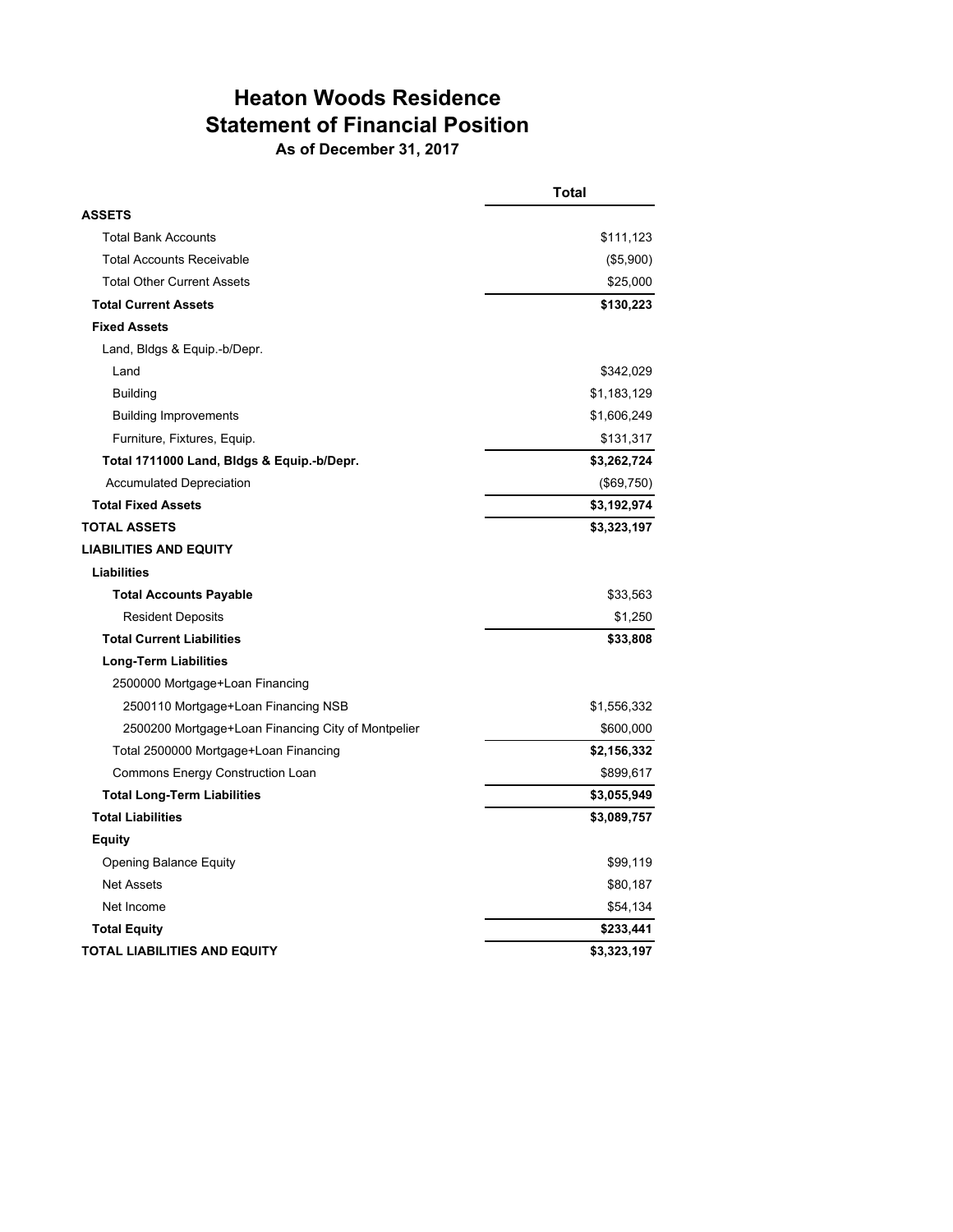# Heaton Woods Residence
## Statement of Financial Position
### As of December 31, 2017

| | Total |
|---|---|
| **ASSETS** | |
| Total Bank Accounts | $111,123 |
| Total Accounts Receivable | ($5,900) |
| Total Other Current Assets | $25,000 |
| **Total Current Assets** | **$130,223** |
| **Fixed Assets** | |
| Land, Bldgs & Equip.-b/Depr. | |
| Land | $342,029 |
| Building | $1,183,129 |
| Building Improvements | $1,606,249 |
| Furniture, Fixtures, Equip. | $131,317 |
| **Total 1711000 Land, Bldgs & Equip.-b/Depr.** | **$3,262,724** |
| Accumulated Depreciation | ($69,750) |
| **Total Fixed Assets** | **$3,192,974** |
| **TOTAL ASSETS** | **$3,323,197** |
| **LIABILITIES AND EQUITY** | |
| **Liabilities** | |
| **Total Accounts Payable** | $33,563 |
| Resident Deposits | $1,250 |
| **Total Current Liabilities** | **$33,808** |
| **Long-Term Liabilities** | |
| 2500000 Mortgage+Loan Financing | |
| 2500110 Mortgage+Loan Financing NSB | $1,556,332 |
| 2500200 Mortgage+Loan Financing City of Montpelier | $600,000 |
| Total 2500000 Mortgage+Loan Financing | **$2,156,332** |
| Commons Energy Construction Loan | $899,617 |
| **Total Long-Term Liabilities** | **$3,055,949** |
| **Total Liabilities** | **$3,089,757** |
| **Equity** | |
| Opening Balance Equity | $99,119 |
| Net Assets | $80,187 |
| Net Income | $54,134 |
| **Total Equity** | **$233,441** |
| **TOTAL LIABILITIES AND EQUITY** | **$3,323,197** |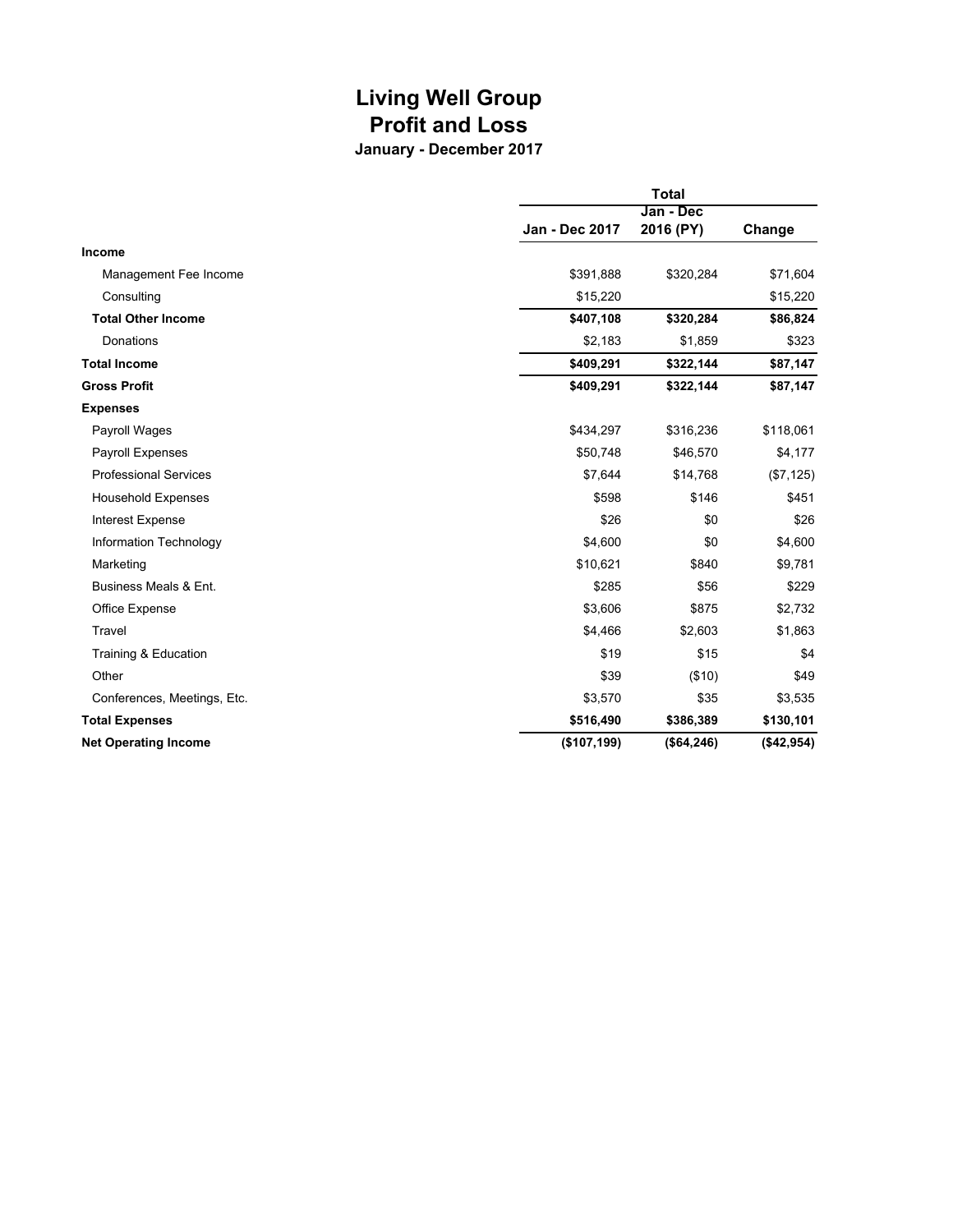# Living Well Group
## Profit and Loss
### January - December 2017

| | Total | | |
|---|---|---|---|
| | Jan - Dec 2017 | Jan - Dec 2016 (PY) | Change |
| **Income** | | | |
| Management Fee Income | $391,888 | $320,284 | $71,604 |
| Consulting | $15,220 | | $15,220 |
| **Total Other Income** | **$407,108** | **$320,284** | **$86,824** |
| Donations | $2,183 | $1,859 | $323 |
| **Total Income** | **$409,291** | **$322,144** | **$87,147** |
| **Gross Profit** | **$409,291** | **$322,144** | **$87,147** |
| **Expenses** | | | |
| Payroll Wages | $434,297 | $316,236 | $118,061 |
| Payroll Expenses | $50,748 | $46,570 | $4,177 |
| Professional Services | $7,644 | $14,768 | ($7,125) |
| Household Expenses | $598 | $146 | $451 |
| Interest Expense | $26 | $0 | $26 |
| Information Technology | $4,600 | $0 | $4,600 |
| Marketing | $10,621 | $840 | $9,781 |
| Business Meals & Ent. | $285 | $56 | $229 |
| Office Expense | $3,606 | $875 | $2,732 |
| Travel | $4,466 | $2,603 | $1,863 |
| Training & Education | $19 | $15 | $4 |
| Other | $39 | ($10) | $49 |
| Conferences, Meetings, Etc. | $3,570 | $35 | $3,535 |
| **Total Expenses** | **$516,490** | **$386,389** | **$130,101** |
| **Net Operating Income** | **($107,199)** | **($64,246)** | **($42,954)** |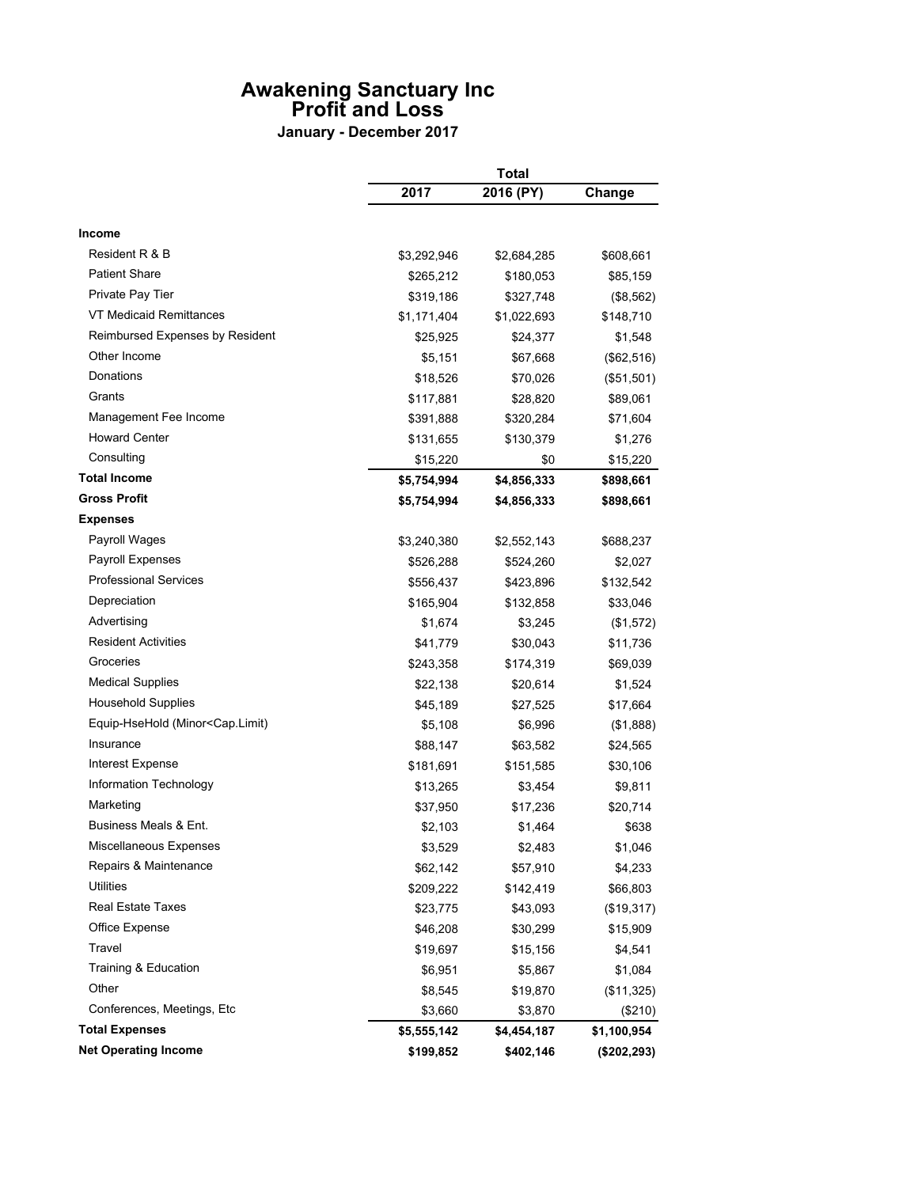# Awakening Sanctuary Inc
## Profit and Loss
### January - December 2017

| | Total | | |
|---|---|---|---|
| | 2017 | 2016 (PY) | Change |
| **Income** | | | |
| Resident R & B | $3,292,946 | $2,684,285 | $608,661 |
| Patient Share | $265,212 | $180,053 | $85,159 |
| Private Pay Tier | $319,186 | $327,748 | ($8,562) |
| VT Medicaid Remittances | $1,171,404 | $1,022,693 | $148,710 |
| Reimbursed Expenses by Resident | $25,925 | $24,377 | $1,548 |
| Other Income | $5,151 | $67,668 | ($62,516) |
| Donations | $18,526 | $70,026 | ($51,501) |
| Grants | $117,881 | $28,820 | $89,061 |
| Management Fee Income | $391,888 | $320,284 | $71,604 |
| Howard Center | $131,655 | $130,379 | $1,276 |
| Consulting | $15,220 | $0 | $15,220 |
| **Total Income** | **$5,754,994** | **$4,856,333** | **$898,661** |
| **Gross Profit** | **$5,754,994** | **$4,856,333** | **$898,661** |
| **Expenses** | | | |
| Payroll Wages | $3,240,380 | $2,552,143 | $688,237 |
| Payroll Expenses | $526,288 | $524,260 | $2,027 |
| Professional Services | $556,437 | $423,896 | $132,542 |
| Depreciation | $165,904 | $132,858 | $33,046 |
| Advertising | $1,674 | $3,245 | ($1,572) |
| Resident Activities | $41,779 | $30,043 | $11,736 |
| Groceries | $243,358 | $174,319 | $69,039 |
| Medical Supplies | $22,138 | $20,614 | $1,524 |
| Household Supplies | $45,189 | $27,525 | $17,664 |
| Equip-HseHold (Minor<Cap.Limit) | $5,108 | $6,996 | ($1,888) |
| Insurance | $88,147 | $63,582 | $24,565 |
| Interest Expense | $181,691 | $151,585 | $30,106 |
| Information Technology | $13,265 | $3,454 | $9,811 |
| Marketing | $37,950 | $17,236 | $20,714 |
| Business Meals & Ent. | $2,103 | $1,464 | $638 |
| Miscellaneous Expenses | $3,529 | $2,483 | $1,046 |
| Repairs & Maintenance | $62,142 | $57,910 | $4,233 |
| Utilities | $209,222 | $142,419 | $66,803 |
| Real Estate Taxes | $23,775 | $43,093 | ($19,317) |
| Office Expense | $46,208 | $30,299 | $15,909 |
| Travel | $19,697 | $15,156 | $4,541 |
| Training & Education | $6,951 | $5,867 | $1,084 |
| Other | $8,545 | $19,870 | ($11,325) |
| Conferences, Meetings, Etc | $3,660 | $3,870 | ($210) |
| **Total Expenses** | **$5,555,142** | **$4,454,187** | **$1,100,954** |
| **Net Operating Income** | **$199,852** | **$402,146** | **($202,293)** |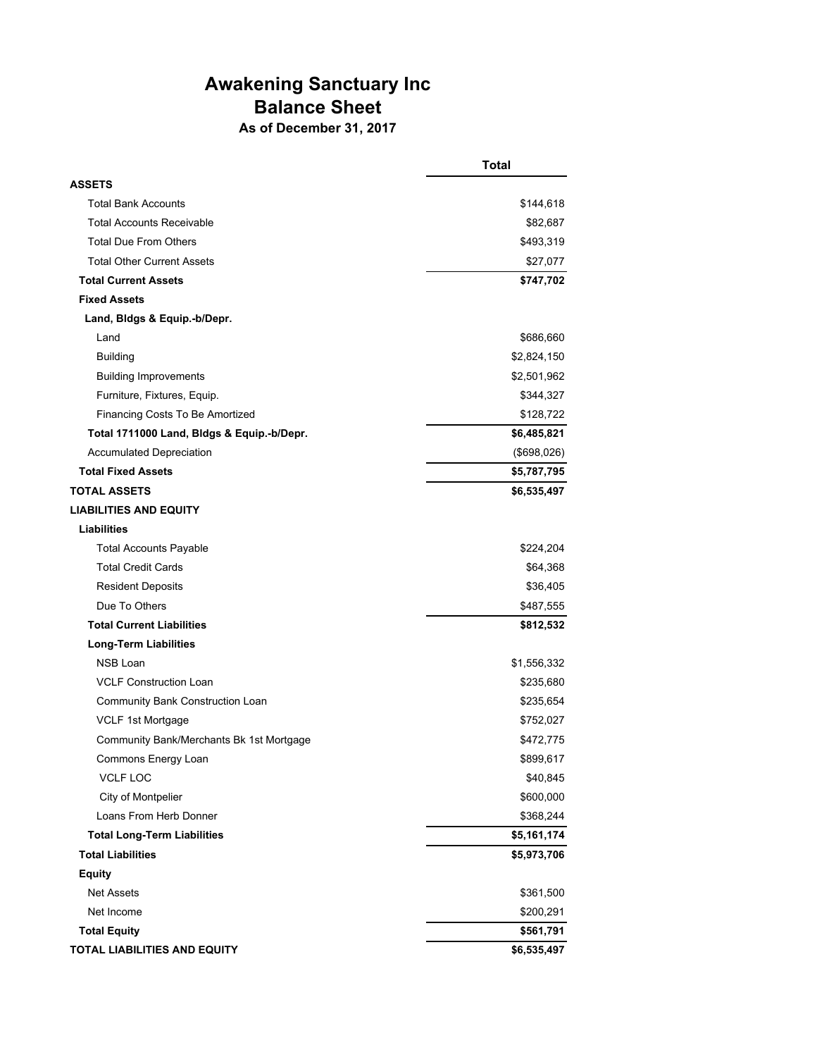# Awakening Sanctuary Inc
## Balance Sheet
### As of December 31, 2017

| | Total |
|---|---|
| **ASSETS** | |
| Total Bank Accounts | $144,618 |
| Total Accounts Receivable | $82,687 |
| Total Due From Others | $493,319 |
| Total Other Current Assets | $27,077 |
| **Total Current Assets** | **$747,702** |
| **Fixed Assets** | |
| **Land, Bldgs & Equip.-b/Depr.** | |
| Land | $686,660 |
| Building | $2,824,150 |
| Building Improvements | $2,501,962 |
| Furniture, Fixtures, Equip. | $344,327 |
| Financing Costs To Be Amortized | $128,722 |
| **Total 1711000 Land, Bldgs & Equip.-b/Depr.** | **$6,485,821** |
| Accumulated Depreciation | ($698,026) |
| **Total Fixed Assets** | **$5,787,795** |
| **TOTAL ASSETS** | **$6,535,497** |
| **LIABILITIES AND EQUITY** | |
| **Liabilities** | |
| Total Accounts Payable | $224,204 |
| Total Credit Cards | $64,368 |
| Resident Deposits | $36,405 |
| Due To Others | $487,555 |
| **Total Current Liabilities** | **$812,532** |
| **Long-Term Liabilities** | |
| NSB Loan | $1,556,332 |
| VCLF Construction Loan | $235,680 |
| Community Bank Construction Loan | $235,654 |
| VCLF 1st Mortgage | $752,027 |
| Community Bank/Merchants Bk 1st Mortgage | $472,775 |
| Commons Energy Loan | $899,617 |
| VCLF LOC | $40,845 |
| City of Montpelier | $600,000 |
| Loans From Herb Donner | $368,244 |
| **Total Long-Term Liabilities** | **$5,161,174** |
| **Total Liabilities** | **$5,973,706** |
| **Equity** | |
| Net Assets | $361,500 |
| Net Income | $200,291 |
| **Total Equity** | **$561,791** |
| **TOTAL LIABILITIES AND EQUITY** | **$6,535,497** |